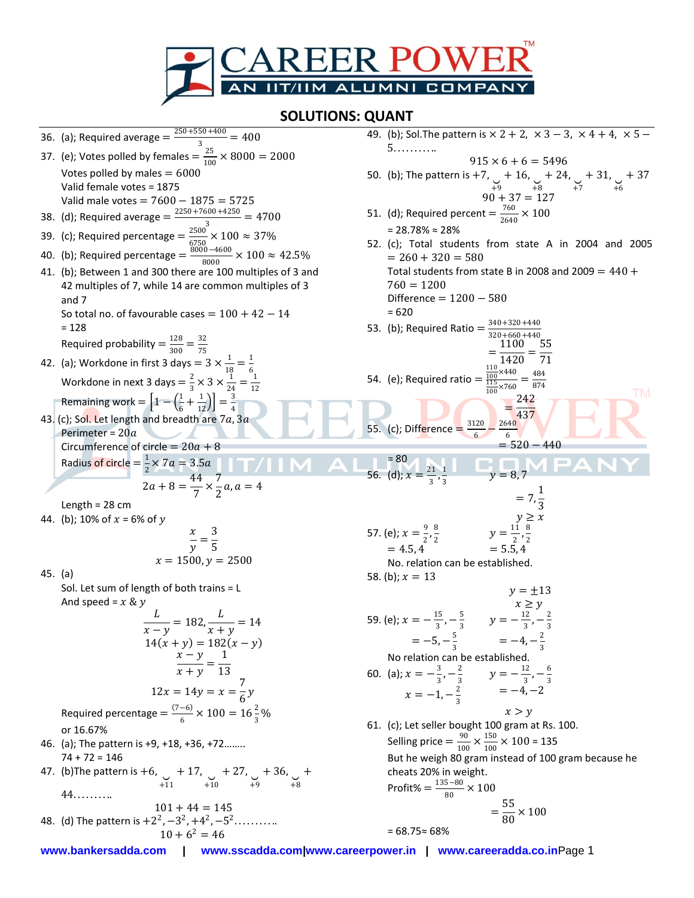## SOLUTIONS: QUANT

36. (a); Required average $= \frac{250+550+400}{3} = 400$

37. (e); Votes polled by females $= \frac{25}{100} \times 8000 = 2000$
    Votes polled by males $= 6000$
    Valid female votes = 1875
    Valid male votes $= 7600 - 1875 = 5725$

38. (d); Required average $= \frac{2250+7600+4250}{3} = 4700$

39. (c); Required percentage $= \frac{2500}{6750} \times 100 \approx 37\%$

40. (b); Required percentage $= \frac{8000-4600}{8000} \times 100 \approx 42.5\%$

41. (b); Between 1 and 300 there are 100 multiples of 3 and 42 multiples of 7, while 14 are common multiples of 3 and 7
    So total no. of favourable cases $= 100 + 42 - 14$
    = 128
    Required probability $= \frac{128}{300} = \frac{32}{75}$

42. (a); Workdone in first 3 days $= 3 \times \frac{1}{18} = \frac{1}{6}$
    Workdone in next 3 days $= \frac{2}{3} \times 3 \times \frac{1}{24} = \frac{1}{12}$
    Remaining work $= \left[1 - \left(\frac{1}{6} + \frac{1}{12}\right)\right] = \frac{3}{4}$

43. (c); Sol. Let length and breadth are $7a, 3a$
    Perimeter $= 20a$
    Circumference of circle $= 20a + 8$
    Radius of circle $= \frac{1}{2} \times 7a = 3.5a$
    $$2a + 8 = \frac{44}{7} \times \frac{7}{2}a, a = 4$$
    Length = 28 cm

44. (b); 10% of $x$ = 6% of $y$
    $$\frac{x}{y} = \frac{3}{5}$$
    $$x = 1500, y = 2500$$

45. (a)
    Sol. Let sum of length of both trains = L
    And speed = $x$ & $y$
    $$\frac{L}{x-y} = 182, \frac{L}{x+y} = 14$$
    $$14(x+y) = 182(x-y)$$
    $$\frac{x-y}{x+y} = \frac{1}{13}$$
    $$12x = 14y = x = \frac{7}{6}y$$
    Required percentage $= \frac{(7-6)}{6} \times 100 = 16\frac{2}{3}\%$
    or 16.67%

46. (a); The pattern is +9, +18, +36, +72……..
    74 + 72 = 146

47. (b)The pattern is $+6, \underset{+11}{\smile} +17, \underset{+10}{\smile} +27, \underset{+9}{\smile} +36, \underset{+8}{\smile} + 44$……….
    $$101 + 44 = 145$$

48. (d) The pattern is $+2^2, -3^2, +4^2, -5^2$……….
    $$10 + 6^2 = 46$$

49. (b); Sol.The pattern is $\times 2 + 2,\ \times 3 - 3,\ \times 4 + 4,\ \times 5 - 5$……….
    $$915 \times 6 + 6 = 5496$$

50. (b); The pattern is $+7, \underset{+9}{\smile} +16, \underset{+8}{\smile} +24, \underset{+7}{\smile} +31, \underset{+6}{\smile} +37$
    $$90 + 37 = 127$$

51. (d); Required percent $= \frac{760}{2640} \times 100$
    = 28.78% ≈ 28%

52. (c); Total students from state A in 2004 and 2005 $= 260 + 320 = 580$
    Total students from state B in 2008 and 2009 $= 440 + 760 = 1200$
    Difference $= 1200 - 580$
    = 620

53. (b); Required Ratio $= \frac{340+320+440}{320+660+440}$
    $$= \frac{1100}{1420} = \frac{55}{71}$$

54. (e); Required ratio $= \frac{\frac{110}{100}\times 440}{\frac{115}{100}\times 760} = \frac{484}{874}$
    $$= \frac{242}{437}$$

55. (c); Difference $= \frac{3120}{6} - \frac{2640}{6}$
    $= 520 - 440$
    = 80

56. (d); $x = \frac{21}{3}, \frac{1}{3}$ $\qquad y = 8, 7$
    $= 7, \frac{1}{3}$
    $y \geq x$

57. (e); $x = \frac{9}{2}, \frac{8}{2}$ $\qquad y = \frac{11}{2}, \frac{8}{2}$
    $= 4.5, 4$ $\qquad = 5.5, 4$
    No. relation can be established.

58. (b); $x = 13$
    $y = \pm 13$
    $x \geq y$

59. (e); $x = -\frac{15}{3}, -\frac{5}{3}$ $\qquad y = -\frac{12}{3}, -\frac{2}{3}$
    $= -5, -\frac{5}{3}$ $\qquad = -4, -\frac{2}{3}$
    No relation can be established.

60. (a); $x = -\frac{3}{3}, -\frac{2}{3}$ $\qquad y = -\frac{12}{3}, -\frac{6}{3}$
    $x = -1, -\frac{2}{3}$ $\qquad = -4, -2$
    $x > y$

61. (c); Let seller bought 100 gram at Rs. 100.
    Selling price $= \frac{90}{100} \times \frac{150}{100} \times 100 = 135$
    But he weigh 80 gram instead of 100 gram because he cheats 20% in weight.
    Profit% $= \frac{135-80}{80} \times 100$
    $$= \frac{55}{80} \times 100$$
    = 68.75≈ 68%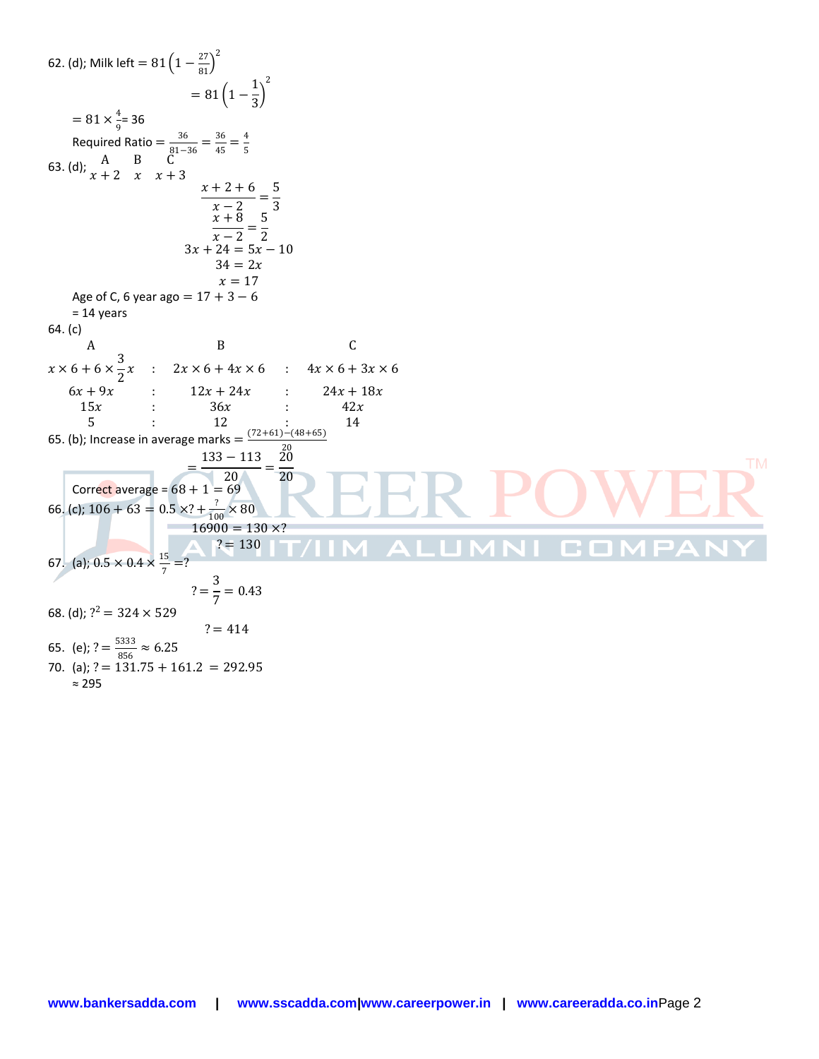62. (d); Milk left $= 81\left(1 - \frac{27}{81}\right)^2$

$$= 81\left(1 - \frac{1}{3}\right)^2$$

$= 81 \times \frac{4}{9} = 36$

Required Ratio $= \frac{36}{81-36} = \frac{36}{45} = \frac{4}{5}$

63. (d);

| A | B | C |
|---|---|---|
| $x+2$ | $x$ | $x+3$ |

$$\frac{x+2+6}{x-2} = \frac{5}{3}$$

$$\frac{x+8}{x-2} = \frac{5}{2}$$

$$3x + 24 = 5x - 10$$

$$34 = 2x$$

$$x = 17$$

Age of C, 6 year ago $= 17 + 3 - 6$

= 14 years

64. (c)

| A | | B | | C |
|---|---|---|---|---|
| $x \times 6 + 6 \times \frac{3}{2}x$ | : | $2x \times 6 + 4x \times 6$ | : | $4x \times 6 + 3x \times 6$ |
| $6x + 9x$ | : | $12x + 24x$ | : | $24x + 18x$ |
| $15x$ | : | $36x$ | : | $42x$ |
| 5 | : | 12 | : | 14 |

65. (b); Increase in average marks $= \frac{(72+61)-(48+65)}{20}$

$$= \frac{133 - 113}{20} = \frac{20}{20}$$

Correct average = $68 + 1 = 69$

66. (c); $106 + 63 = 0.5 \times ? + \frac{?}{100} \times 80$

$$16900 = 130 \times ?$$

$$? = 130$$

67. (a); $0.5 \times 0.4 \times \frac{15}{7} = ?$

$$? = \frac{3}{7} = 0.43$$

68. (d); $?^2 = 324 \times 529$

$$? = 414$$

65. (e); $? = \frac{5333}{856} \approx 6.25$

70. (a); $? = 131.75 + 161.2 = 292.95$

$\approx 295$